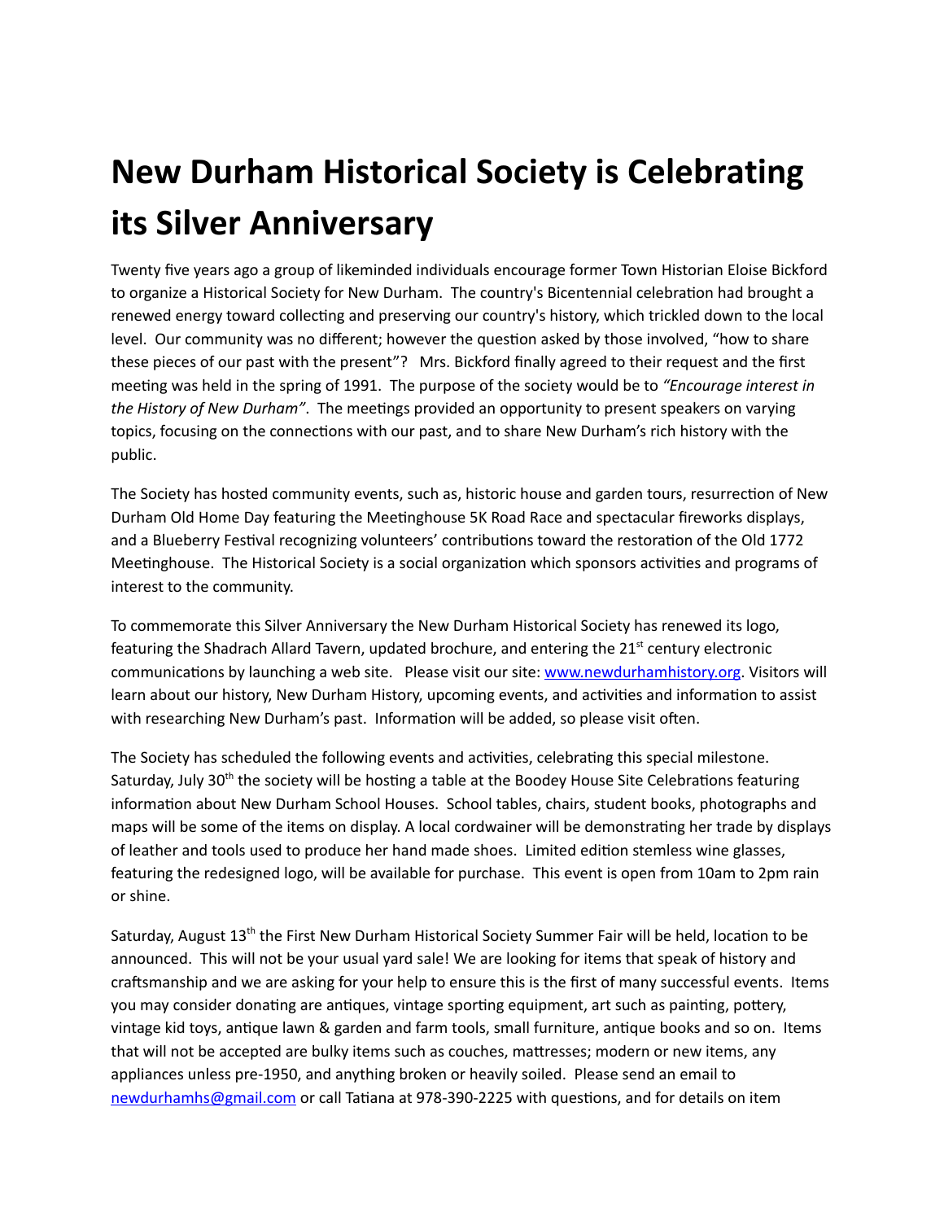# New Durham Historical Society is Celebrating its Silver Anniversary

Twenty five years ago a group of likeminded individuals encourage former Town Historian Eloise Bickford to organize a Historical Society for New Durham. The country's Bicentennial celebration had brought a renewed energy toward collecting and preserving our country's history, which trickled down to the local level. Our community was no different; however the question asked by those involved, "how to share these pieces of our past with the present"? Mrs. Bickford finally agreed to their request and the first meeting was held in the spring of 1991. The purpose of the society would be to *"Encourage interest in the History of New Durham"*. The meetings provided an opportunity to present speakers on varying topics, focusing on the connections with our past, and to share New Durham's rich history with the public.

The Society has hosted community events, such as, historic house and garden tours, resurrection of New Durham Old Home Day featuring the Meetinghouse 5K Road Race and spectacular fireworks displays, and a Blueberry Festival recognizing volunteers' contributions toward the restoration of the Old 1772 Meetinghouse. The Historical Society is a social organization which sponsors activities and programs of interest to the community.

To commemorate this Silver Anniversary the New Durham Historical Society has renewed its logo, featuring the Shadrach Allard Tavern, updated brochure, and entering the 21st century electronic communications by launching a web site. Please visit our site: [www.newdurhamhistory.org](http://www.newdurhamhistory.org). Visitors will learn about our history, New Durham History, upcoming events, and activities and information to assist with researching New Durham's past. Information will be added, so please visit often.

The Society has scheduled the following events and activities, celebrating this special milestone. Saturday, July 30th the society will be hosting a table at the Boodey House Site Celebrations featuring information about New Durham School Houses. School tables, chairs, student books, photographs and maps will be some of the items on display. A local cordwainer will be demonstrating her trade by displays of leather and tools used to produce her hand made shoes. Limited edition stemless wine glasses, featuring the redesigned logo, will be available for purchase. This event is open from 10am to 2pm rain or shine.

Saturday, August 13th the First New Durham Historical Society Summer Fair will be held, location to be announced. This will not be your usual yard sale! We are looking for items that speak of history and craftsmanship and we are asking for your help to ensure this is the first of many successful events. Items you may consider donating are antiques, vintage sporting equipment, art such as painting, pottery, vintage kid toys, antique lawn & garden and farm tools, small furniture, antique books and so on. Items that will not be accepted are bulky items such as couches, mattresses; modern or new items, any appliances unless pre-1950, and anything broken or heavily soiled. Please send an email to [newdurhamhs@gmail.com](mailto:newdurhamhs@gmail.com) or call Tatiana at 978-390-2225 with questions, and for details on item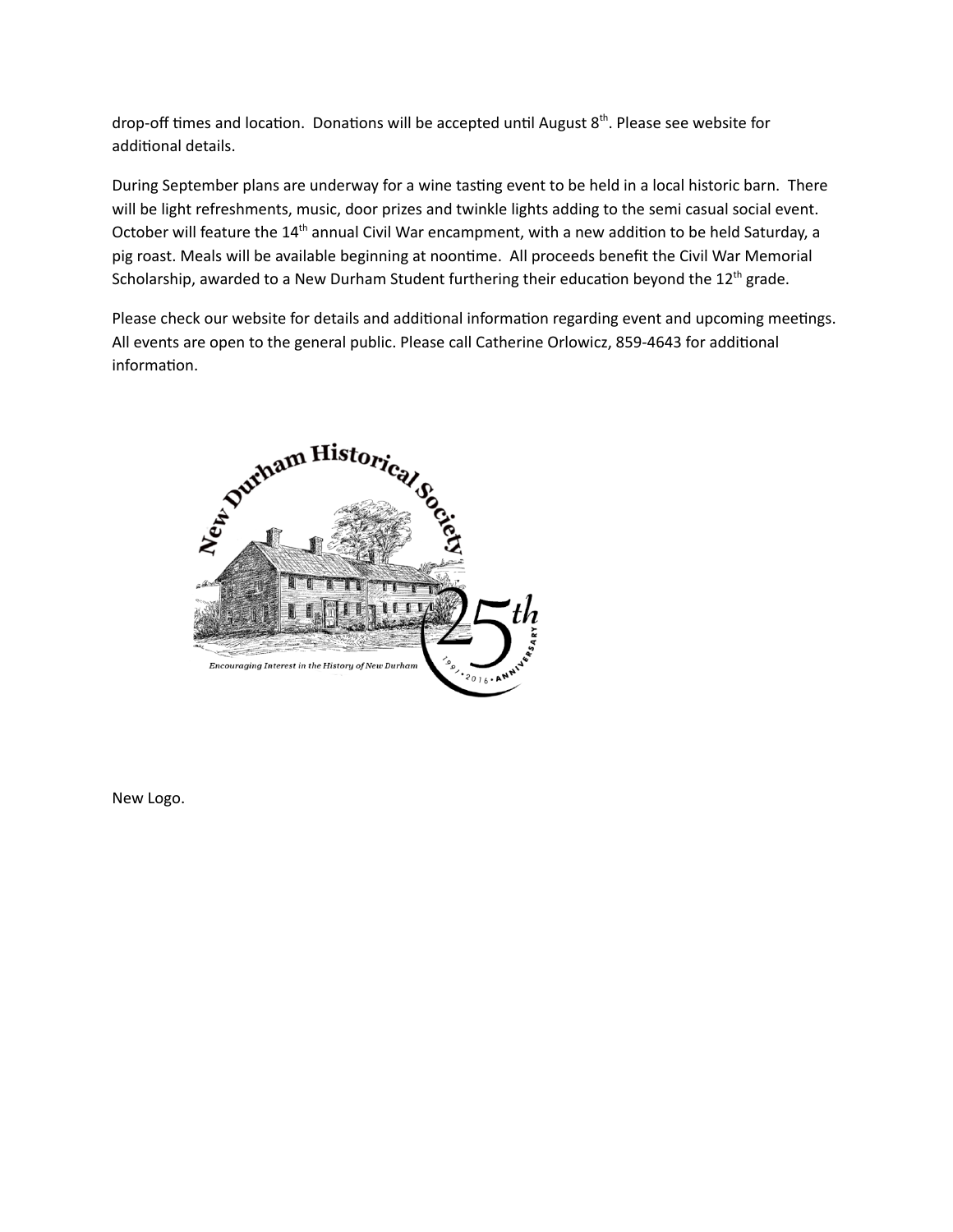drop-off times and location. Donations will be accepted until August 8th. Please see website for additional details.

During September plans are underway for a wine tasting event to be held in a local historic barn. There will be light refreshments, music, door prizes and twinkle lights adding to the semi casual social event. October will feature the 14th annual Civil War encampment, with a new addition to be held Saturday, a pig roast. Meals will be available beginning at noontime. All proceeds benefit the Civil War Memorial Scholarship, awarded to a New Durham Student furthering their education beyond the 12th grade.

Please check our website for details and additional information regarding event and upcoming meetings. All events are open to the general public. Please call Catherine Orlowicz, 859-4643 for additional information.

New Logo.